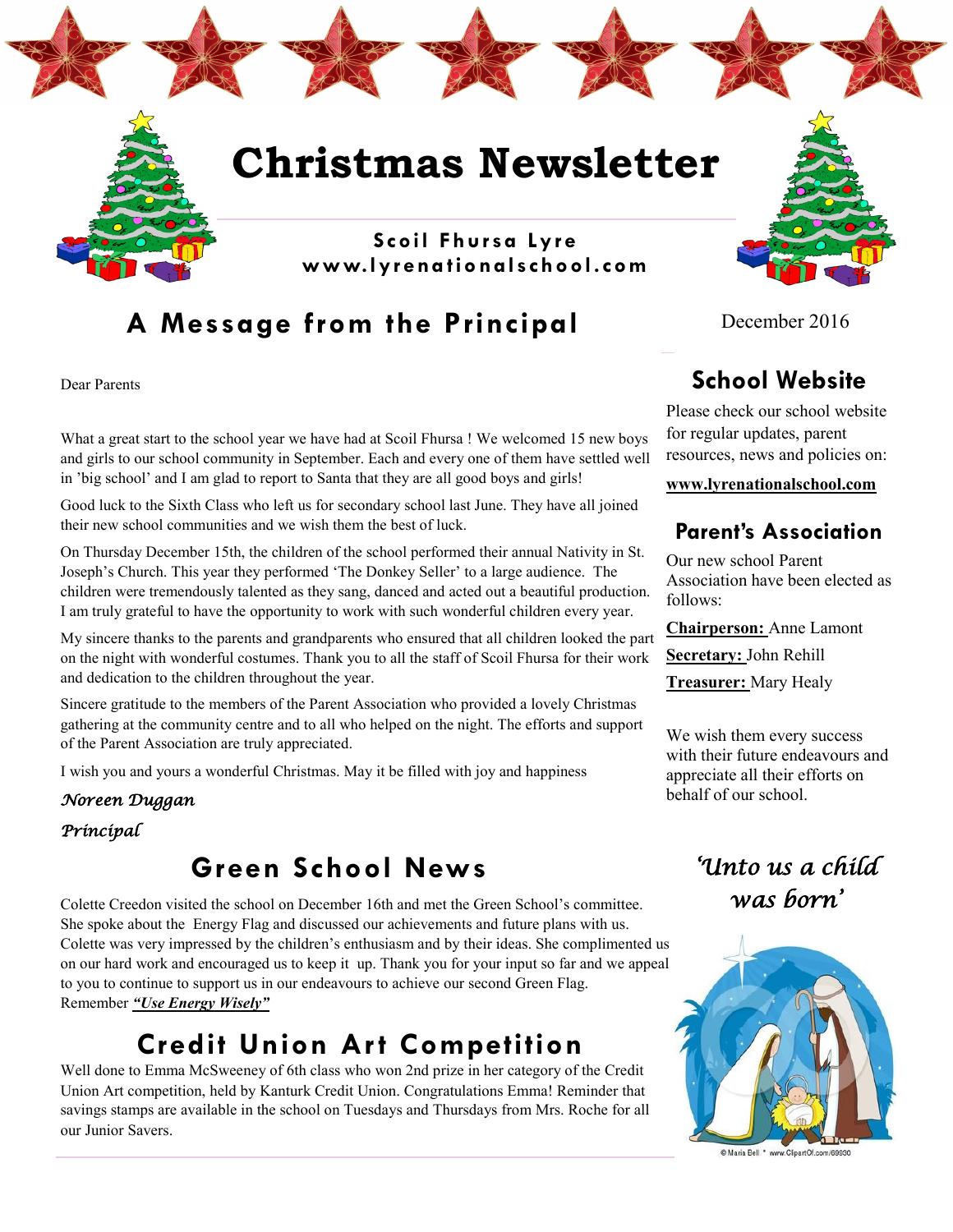# Christmas Newsletter

**Scoil Fhursa Lyre**
**www.lyrenationalschool.com**

December 2016

## A Message from the Principal

Dear Parents

What a great start to the school year we have had at Scoil Fhursa ! We welcomed 15 new boys and girls to our school community in September. Each and every one of them have settled well in 'big school' and I am glad to report to Santa that they are all good boys and girls!

Good luck to the Sixth Class who left us for secondary school last June. They have all joined their new school communities and we wish them the best of luck.

On Thursday December 15th, the children of the school performed their annual Nativity in St. Joseph's Church. This year they performed 'The Donkey Seller' to a large audience. The children were tremendously talented as they sang, danced and acted out a beautiful production. I am truly grateful to have the opportunity to work with such wonderful children every year.

My sincere thanks to the parents and grandparents who ensured that all children looked the part on the night with wonderful costumes. Thank you to all the staff of Scoil Fhursa for their work and dedication to the children throughout the year.

Sincere gratitude to the members of the Parent Association who provided a lovely Christmas gathering at the community centre and to all who helped on the night. The efforts and support of the Parent Association are truly appreciated.

I wish you and yours a wonderful Christmas. May it be filled with joy and happiness

*Noreen Duggan*

*Principal*

## Green School News

Colette Creedon visited the school on December 16th and met the Green School's committee. She spoke about the Energy Flag and discussed our achievements and future plans with us. Colette was very impressed by the children's enthusiasm and by their ideas. She complimented us on our hard work and encouraged us to keep it up. Thank you for your input so far and we appeal to you to continue to support us in our endeavours to achieve our second Green Flag. Remember ***"Use Energy Wisely"***

## Credit Union Art Competition

Well done to Emma McSweeney of 6th class who won 2nd prize in her category of the Credit Union Art competition, held by Kanturk Credit Union. Congratulations Emma! Reminder that savings stamps are available in the school on Tuesdays and Thursdays from Mrs. Roche for all our Junior Savers.

## School Website

Please check our school website for regular updates, parent resources, news and policies on:

**www.lyrenationalschool.com**

## Parent's Association

Our new school Parent Association have been elected as follows:

**Chairperson:** Anne Lamont

**Secretary:** John Rehill

**Treasurer:** Mary Healy

We wish them every success with their future endeavours and appreciate all their efforts on behalf of our school.

*'Unto us a child was born'*

© Maria Bell * www.ClipartOf.com/69930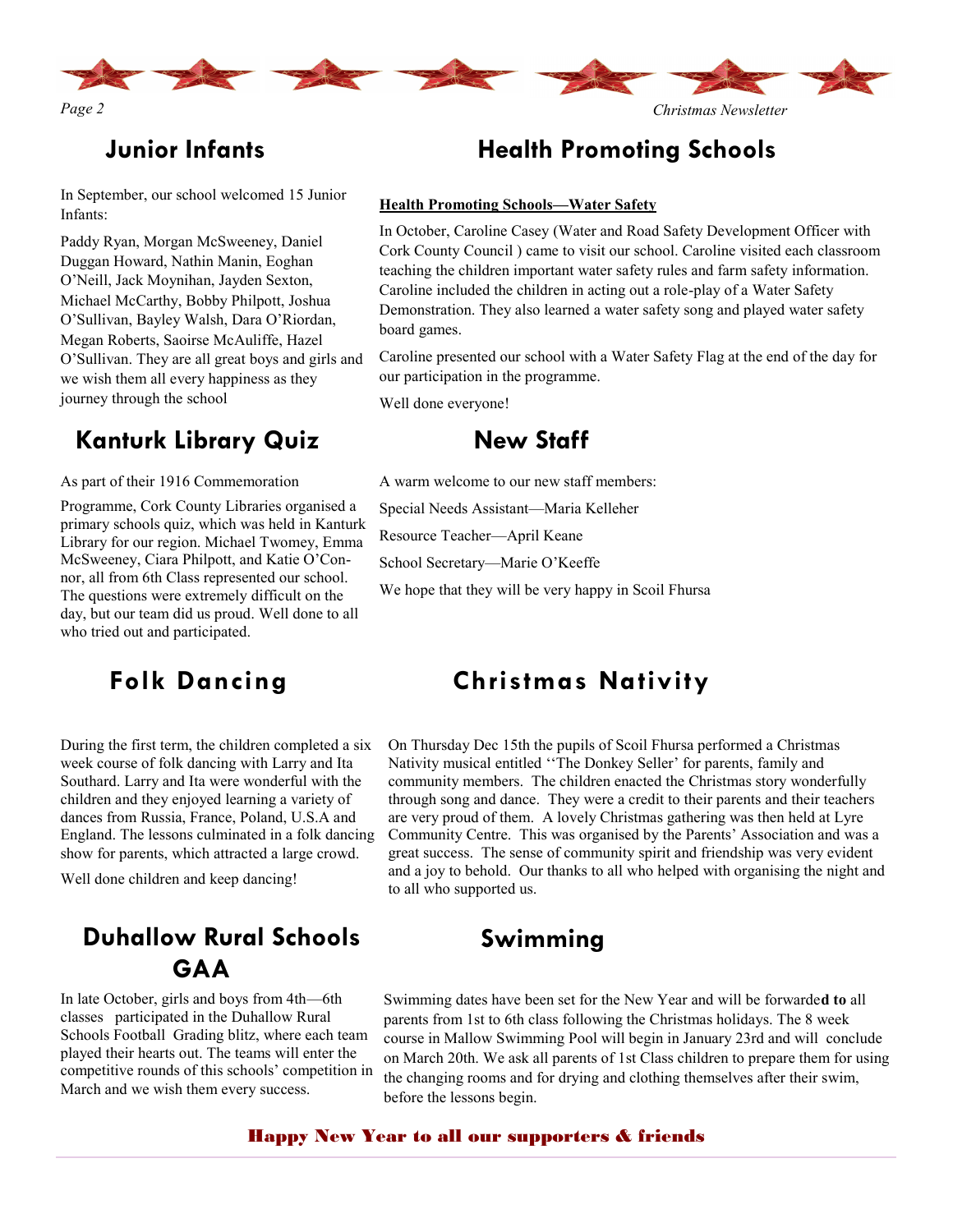## Junior Infants

In September, our school welcomed 15 Junior Infants:

Paddy Ryan, Morgan McSweeney, Daniel Duggan Howard, Nathin Manin, Eoghan O'Neill, Jack Moynihan, Jayden Sexton, Michael McCarthy, Bobby Philpott, Joshua O'Sullivan, Bayley Walsh, Dara O'Riordan, Megan Roberts, Saoirse McAuliffe, Hazel O'Sullivan. They are all great boys and girls and we wish them all every happiness as they journey through the school

## Kanturk Library Quiz

As part of their 1916 Commemoration

Programme, Cork County Libraries organised a primary schools quiz, which was held in Kanturk Library for our region. Michael Twomey, Emma McSweeney, Ciara Philpott, and Katie O'Connor, all from 6th Class represented our school. The questions were extremely difficult on the day, but our team did us proud. Well done to all who tried out and participated.

## Health Promoting Schools

**Health Promoting Schools—Water Safety**

In October, Caroline Casey (Water and Road Safety Development Officer with Cork County Council ) came to visit our school. Caroline visited each classroom teaching the children important water safety rules and farm safety information. Caroline included the children in acting out a role-play of a Water Safety Demonstration. They also learned a water safety song and played water safety board games.

Caroline presented our school with a Water Safety Flag at the end of the day for our participation in the programme.

Well done everyone!

## New Staff

A warm welcome to our new staff members:

Special Needs Assistant—Maria Kelleher

Resource Teacher—April Keane

School Secretary—Marie O'Keeffe

We hope that they will be very happy in Scoil Fhursa

## Folk Dancing

During the first term, the children completed a six week course of folk dancing with Larry and Ita Southard. Larry and Ita were wonderful with the children and they enjoyed learning a variety of dances from Russia, France, Poland, U.S.A and England. The lessons culminated in a folk dancing show for parents, which attracted a large crowd.

Well done children and keep dancing!

## Christmas Nativity

On Thursday Dec 15th the pupils of Scoil Fhursa performed a Christmas Nativity musical entitled ''The Donkey Seller' for parents, family and community members. The children enacted the Christmas story wonderfully through song and dance. They were a credit to their parents and their teachers are very proud of them. A lovely Christmas gathering was then held at Lyre Community Centre. This was organised by the Parents' Association and was a great success. The sense of community spirit and friendship was very evident and a joy to behold. Our thanks to all who helped with organising the night and to all who supported us.

## Duhallow Rural Schools GAA

In late October, girls and boys from 4th—6th classes participated in the Duhallow Rural Schools Football Grading blitz, where each team played their hearts out. The teams will enter the competitive rounds of this schools' competition in March and we wish them every success.

## Swimming

Swimming dates have been set for the New Year and will be forwarde**d to** all parents from 1st to 6th class following the Christmas holidays. The 8 week course in Mallow Swimming Pool will begin in January 23rd and will conclude on March 20th. We ask all parents of 1st Class children to prepare them for using the changing rooms and for drying and clothing themselves after their swim, before the lessons begin.

**Happy New Year to all our supporters & friends**